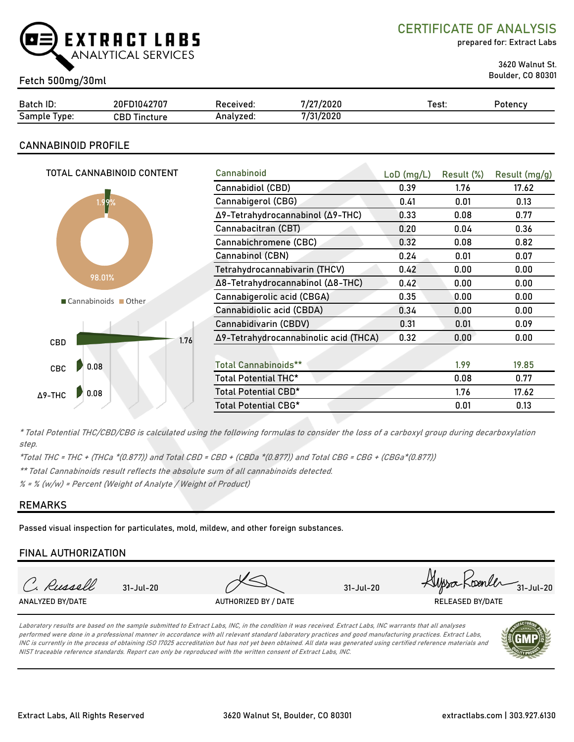# EXTRACT LABS ANALYTICAL SERVICES

## CERTIFICATE OF ANALYSIS

prepared for: Extract Labs

3620 Walnut St.
Boulder, CO 80301

Fetch 500mg/30ml

| Batch ID: | 20FD1042707 | Received: | 7/27/2020 | Test: | Potency |
|---|---|---|---|---|---|
| Sample Type: | CBD Tincture | Analyzed: | 7/31/2020 | | |

## CANNABINOID PROFILE

TOTAL CANNABINOID CONTENT

1.99%
98.01%

■ Cannabinoids ■ Other

CBD 1.76
CBC 0.08
Δ9-THC 0.08

| Cannabinoid | LoD (mg/L) | Result (%) | Result (mg/g) |
|---|---|---|---|
| Cannabidiol (CBD) | 0.39 | 1.76 | 17.62 |
| Cannabigerol (CBG) | 0.41 | 0.01 | 0.13 |
| Δ9-Tetrahydrocannabinol (Δ9-THC) | 0.33 | 0.08 | 0.77 |
| Cannabacitran (CBT) | 0.20 | 0.04 | 0.36 |
| Cannabichromene (CBC) | 0.32 | 0.08 | 0.82 |
| Cannabinol (CBN) | 0.24 | 0.01 | 0.07 |
| Tetrahydrocannabivarin (THCV) | 0.42 | 0.00 | 0.00 |
| Δ8-Tetrahydrocannabinol (Δ8-THC) | 0.42 | 0.00 | 0.00 |
| Cannabigerolic acid (CBGA) | 0.35 | 0.00 | 0.00 |
| Cannabidiolic acid (CBDA) | 0.34 | 0.00 | 0.00 |
| Cannabidivarin (CBDV) | 0.31 | 0.01 | 0.09 |
| Δ9-Tetrahydrocannabinolic acid (THCA) | 0.32 | 0.00 | 0.00 |
| | | | |
| Total Cannabinoids** | | 1.99 | 19.85 |
| Total Potential THC* | | 0.08 | 0.77 |
| Total Potential CBD* | | 1.76 | 17.62 |
| Total Potential CBG* | | 0.01 | 0.13 |

*\* Total Potential THC/CBD/CBG is calculated using the following formulas to consider the loss of a carboxyl group during decarboxylation step.*

*\*Total THC = THC + (THCa \*(0.877)) and Total CBD = CBD + (CBDa \*(0.877)) and Total CBG = CBG + (CBGa\*(0.877))*

*\*\* Total Cannabinoids result reflects the absolute sum of all cannabinoids detected.*

*% = % (w/w) = Percent (Weight of Analyte / Weight of Product)*

## REMARKS

Passed visual inspection for particulates, mold, mildew, and other foreign substances.

## FINAL AUTHORIZATION

| C. Russell 31-Jul-20 | (signature) 31-Jul-20 | Alyssa Roenler 31-Jul-20 |
|---|---|---|
| ANALYZED BY/DATE | AUTHORIZED BY / DATE | RELEASED BY/DATE |

*Laboratory results are based on the sample submitted to Extract Labs, INC, in the condition it was received. Extract Labs, INC warrants that all analyses performed were done in a professional manner in accordance with all relevant standard laboratory practices and good manufacturing practices. Extract Labs, INC is currently in the process of obtaining ISO 17025 accreditation but has not yet been obtained. All data was generated using certified reference materials and NIST traceable reference standards. Report can only be reproduced with the written consent of Extract Labs, INC.*

Extract Labs, All Rights Reserved | 3620 Walnut St, Boulder, CO 80301 | extractlabs.com | 303.927.6130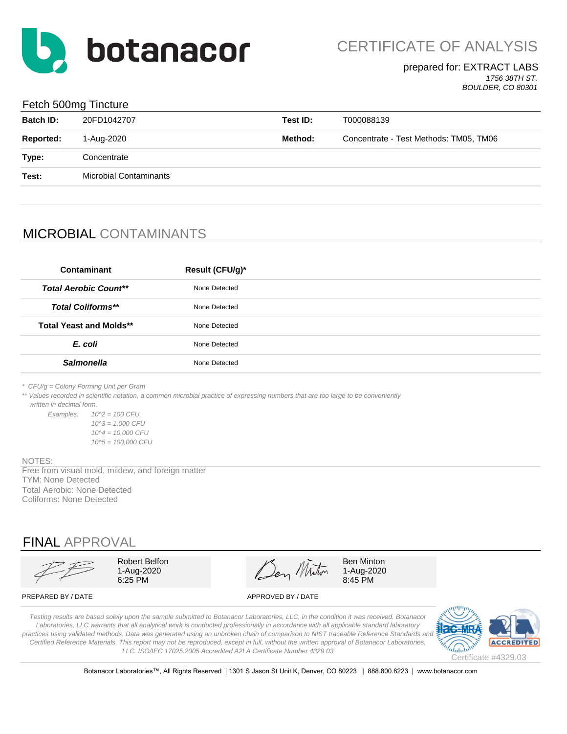# botanacor

## CERTIFICATE OF ANALYSIS

prepared for: EXTRACT LABS
*1756 38TH ST.*
*BOULDER, CO 80301*

### Fetch 500mg Tincture

| | | | |
|---|---|---|---|
| **Batch ID:** | 20FD1042707 | **Test ID:** | T000088139 |
| **Reported:** | 1-Aug-2020 | **Method:** | Concentrate - Test Methods: TM05, TM06 |
| **Type:** | Concentrate | | |
| **Test:** | Microbial Contaminants | | |

## MICROBIAL CONTAMINANTS

| Contaminant | Result (CFU/g)* |
|---|---|
| ***Total Aerobic Count**** | None Detected |
| ***Total Coliforms**** | None Detected |
| **Total Yeast and Molds**** | None Detected |
| ***E. coli*** | None Detected |
| ***Salmonella*** | None Detected |

*\* CFU/g = Colony Forming Unit per Gram*

*\*\* Values recorded in scientific notation, a common microbial practice of expressing numbers that are too large to be conveniently written in decimal form.*

*Examples: 10^2 = 100 CFU*
*10^3 = 1,000 CFU*
*10^4 = 10,000 CFU*
*10^5 = 100,000 CFU*

NOTES:
Free from visual mold, mildew, and foreign matter
TYM: None Detected
Total Aerobic: None Detected
Coliforms: None Detected

## FINAL APPROVAL

| PREPARED BY / DATE | APPROVED BY / DATE |
|---|---|
| Robert Belfon<br>1-Aug-2020<br>6:25 PM | Ben Minton<br>1-Aug-2020<br>8:45 PM |

*Testing results are based solely upon the sample submitted to Botanacor Laboratories, LLC, in the condition it was received. Botanacor Laboratories, LLC warrants that all analytical work is conducted professionally in accordance with all applicable standard laboratory practices using validated methods. Data was generated using an unbroken chain of comparison to NIST traceable Reference Standards and Certified Reference Materials. This report may not be reproduced, except in full, without the written approval of Botanacor Laboratories, LLC. ISO/IEC 17025:2005 Accredited A2LA Certificate Number 4329.03*

ilac-MRA | A2LA ACCREDITED | Certificate #4329.03

Botanacor Laboratories™, All Rights Reserved | 1301 S Jason St Unit K, Denver, CO 80223 | 888.800.8223 | www.botanacor.com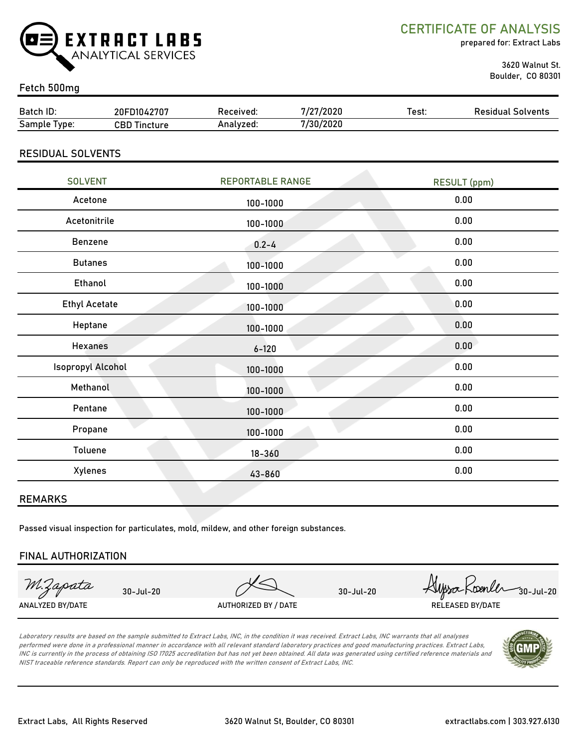**EXTRACT LABS**
ANALYTICAL SERVICES

# CERTIFICATE OF ANALYSIS

prepared for: Extract Labs

3620 Walnut St.
Boulder, CO 80301

## Fetch 500mg

| Batch ID: | 20FD1042707 | Received: | 7/27/2020 | Test: | Residual Solvents |
|---|---|---|---|---|---|
| Sample Type: | CBD Tincture | Analyzed: | 7/30/2020 | | |

## RESIDUAL SOLVENTS

| SOLVENT | REPORTABLE RANGE | RESULT (ppm) |
|---|---|---|
| Acetone | 100-1000 | 0.00 |
| Acetonitrile | 100-1000 | 0.00 |
| Benzene | 0.2-4 | 0.00 |
| Butanes | 100-1000 | 0.00 |
| Ethanol | 100-1000 | 0.00 |
| Ethyl Acetate | 100-1000 | 0.00 |
| Heptane | 100-1000 | 0.00 |
| Hexanes | 6-120 | 0.00 |
| Isopropyl Alcohol | 100-1000 | 0.00 |
| Methanol | 100-1000 | 0.00 |
| Pentane | 100-1000 | 0.00 |
| Propane | 100-1000 | 0.00 |
| Toluene | 18-360 | 0.00 |
| Xylenes | 43-860 | 0.00 |

## REMARKS

Passed visual inspection for particulates, mold, mildew, and other foreign substances.

## FINAL AUTHORIZATION

| M. Zapata 30-Jul-20 | 30-Jul-20 | Alyssa Roenler 30-Jul-20 |
|---|---|---|
| ANALYZED BY/DATE | AUTHORIZED BY / DATE | RELEASED BY/DATE |

*Laboratory results are based on the sample submitted to Extract Labs, INC, in the condition it was received. Extract Labs, INC warrants that all analyses performed were done in a professional manner in accordance with all relevant standard laboratory practices and good manufacturing practices. Extract Labs, INC is currently in the process of obtaining ISO 17025 accreditation but has not yet been obtained. All data was generated using certified reference materials and NIST traceable reference standards. Report can only be reproduced with the written consent of Extract Labs, INC.*

Extract Labs, All Rights Reserved | 3620 Walnut St, Boulder, CO 80301 | extractlabs.com | 303.927.6130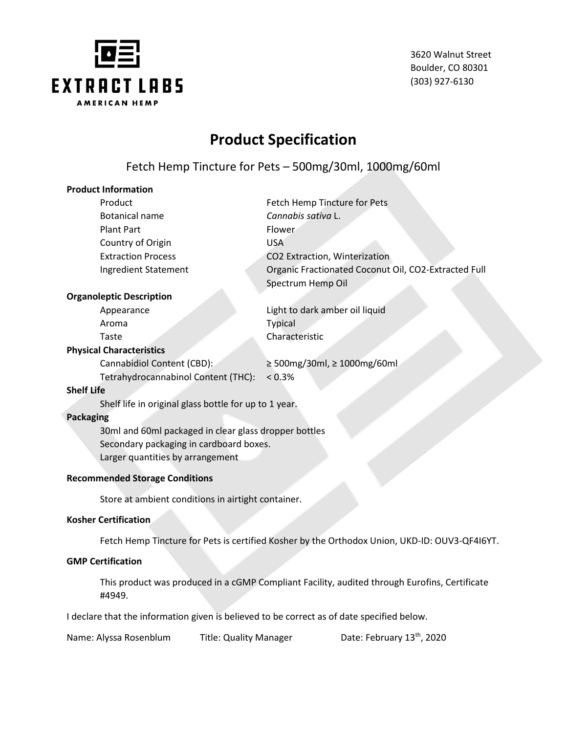EXTRACT LABS
AMERICAN HEMP

3620 Walnut Street
Boulder, CO 80301
(303) 927-6130

# Product Specification

## Fetch Hemp Tincture for Pets – 500mg/30ml, 1000mg/60ml

**Product Information**

| | |
|---|---|
| Product | Fetch Hemp Tincture for Pets |
| Botanical name | *Cannabis sativa* L. |
| Plant Part | Flower |
| Country of Origin | USA |
| Extraction Process | $CO_2$ Extraction, Winterization |
| Ingredient Statement | Organic Fractionated Coconut Oil, $CO_2$-Extracted Full Spectrum Hemp Oil |

**Organoleptic Description**

| | |
|---|---|
| Appearance | Light to dark amber oil liquid |
| Aroma | Typical |
| Taste | Characteristic |

**Physical Characteristics**

| | |
|---|---|
| Cannabidiol Content (CBD): | ≥ 500mg/30ml, ≥ 1000mg/60ml |
| Tetrahydrocannabinol Content (THC): | < 0.3% |

**Shelf Life**

Shelf life in original glass bottle for up to 1 year.

**Packaging**

30ml and 60ml packaged in clear glass dropper bottles
Secondary packaging in cardboard boxes.
Larger quantities by arrangement

**Recommended Storage Conditions**

Store at ambient conditions in airtight container.

**Kosher Certification**

Fetch Hemp Tincture for Pets is certified Kosher by the Orthodox Union, UKD-ID: OUV3-QF4I6YT.

**GMP Certification**

This product was produced in a cGMP Compliant Facility, audited through Eurofins, Certificate #4949.

I declare that the information given is believed to be correct as of date specified below.

Name: Alyssa Rosenblum Title: Quality Manager Date: February 13th, 2020